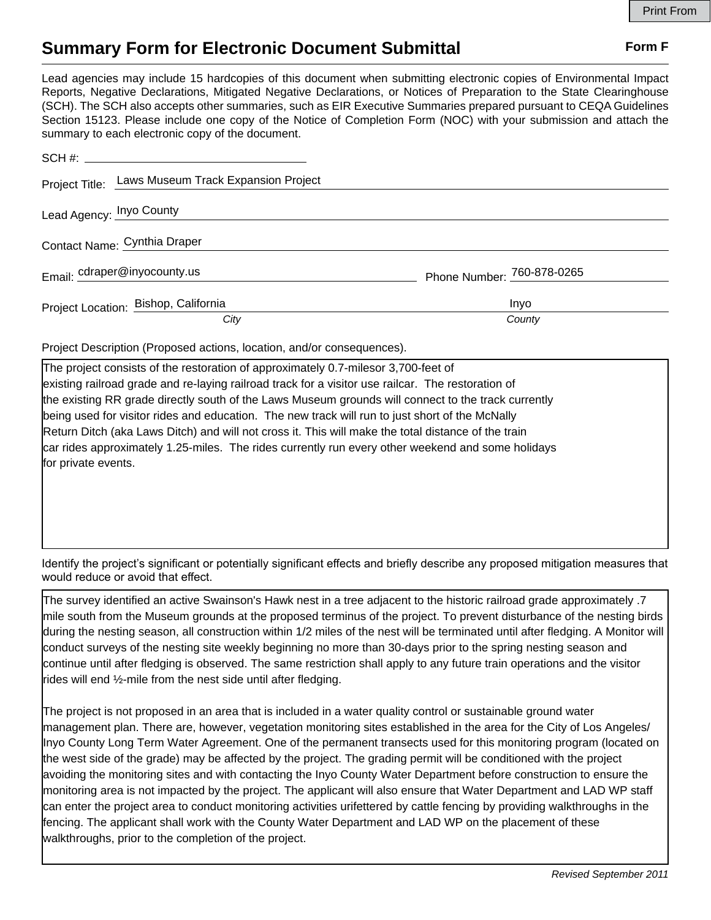# Summary Form for Electronic Document Submittal

**Form F**

Lead agencies may include 15 hardcopies of this document when submitting electronic copies of Environmental Impact Reports, Negative Declarations, Mitigated Negative Declarations, or Notices of Preparation to the State Clearinghouse (SCH). The SCH also accepts other summaries, such as EIR Executive Summaries prepared pursuant to CEQA Guidelines Section 15123. Please include one copy of the Notice of Completion Form (NOC) with your submission and attach the summary to each electronic copy of the document.

SCH #: ____________________

Project Title: Laws Museum Track Expansion Project

Lead Agency: Inyo County

Contact Name: Cynthia Draper

Email: cdraper@inyocounty.us   Phone Number: 760-878-0265

Project Location: Bishop, California (*City*)   Inyo (*County*)

Project Description (Proposed actions, location, and/or consequences).

The project consists of the restoration of approximately 0.7-milesor 3,700-feet of existing railroad grade and re-laying railroad track for a visitor use railcar. The restoration of the existing RR grade directly south of the Laws Museum grounds will connect to the track currently being used for visitor rides and education. The new track will run to just short of the McNally Return Ditch (aka Laws Ditch) and will not cross it. This will make the total distance of the train car rides approximately 1.25-miles. The rides currently run every other weekend and some holidays for private events.

Identify the project's significant or potentially significant effects and briefly describe any proposed mitigation measures that would reduce or avoid that effect.

The survey identified an active Swainson's Hawk nest in a tree adjacent to the historic railroad grade approximately .7 mile south from the Museum grounds at the proposed terminus of the project. To prevent disturbance of the nesting birds during the nesting season, all construction within 1/2 miles of the nest will be terminated until after fledging. A Monitor will conduct surveys of the nesting site weekly beginning no more than 30-days prior to the spring nesting season and continue until after fledging is observed. The same restriction shall apply to any future train operations and the visitor rides will end ½-mile from the nest side until after fledging.

The project is not proposed in an area that is included in a water quality control or sustainable ground water management plan. There are, however, vegetation monitoring sites established in the area for the City of Los Angeles/ Inyo County Long Term Water Agreement. One of the permanent transects used for this monitoring program (located on the west side of the grade) may be affected by the project. The grading permit will be conditioned with the project avoiding the monitoring sites and with contacting the Inyo County Water Department before construction to ensure the monitoring area is not impacted by the project. The applicant will also ensure that Water Department and LAD WP staff can enter the project area to conduct monitoring activities urifettered by cattle fencing by providing walkthroughs in the fencing. The applicant shall work with the County Water Department and LAD WP on the placement of these walkthroughs, prior to the completion of the project.

*Revised September 2011*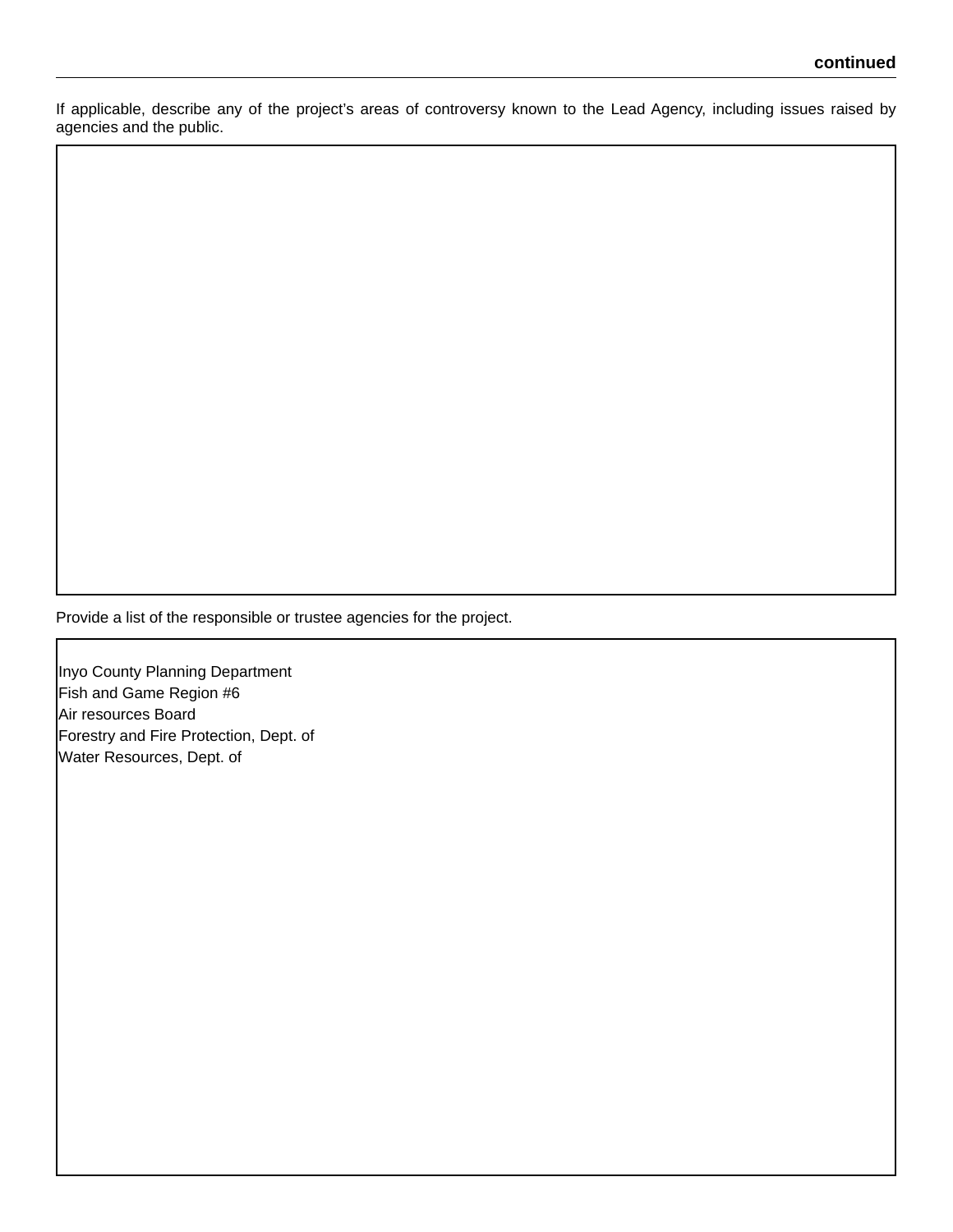If applicable, describe any of the project's areas of controversy known to the Lead Agency, including issues raised by agencies and the public.

Provide a list of the responsible or trustee agencies for the project.

Inyo County Planning Department
Fish and Game Region #6
Air resources Board
Forestry and Fire Protection, Dept. of
Water Resources, Dept. of